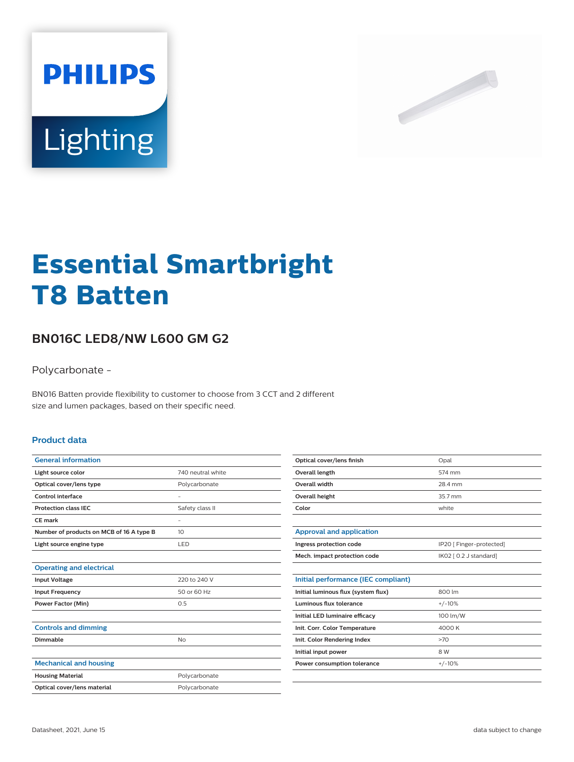# Essential Smartbright T8 Batten

## BN016C LED8/NW L600 GM G2

Polycarbonate -

BN016 Batten provide flexibility to customer to choose from 3 CCT and 2 different size and lumen packages, based on their specific need.

### Product data

| General information | |
|---|---|
| Light source color | 740 neutral white |
| Optical cover/lens type | Polycarbonate |
| Control interface | - |
| Protection class IEC | Safety class II |
| CE mark | - |
| Number of products on MCB of 16 A type B | 10 |
| Light source engine type | LED |

| Operating and electrical | |
|---|---|
| Input Voltage | 220 to 240 V |
| Input Frequency | 50 or 60 Hz |
| Power Factor (Min) | 0.5 |

| Controls and dimming | |
|---|---|
| Dimmable | No |

| Mechanical and housing | |
|---|---|
| Housing Material | Polycarbonate |
| Optical cover/lens material | Polycarbonate |
| Optical cover/lens finish | Opal |
| Overall length | 574 mm |
| Overall width | 28.4 mm |
| Overall height | 35.7 mm |
| Color | white |

| Approval and application | |
|---|---|
| Ingress protection code | IP20 [ Finger-protected] |
| Mech. impact protection code | IK02 [ 0.2 J standard] |

| Initial performance (IEC compliant) | |
|---|---|
| Initial luminous flux (system flux) | 800 lm |
| Luminous flux tolerance | +/-10% |
| Initial LED luminaire efficacy | 100 lm/W |
| Init. Corr. Color Temperature | 4000 K |
| Init. Color Rendering Index | >70 |
| Initial input power | 8 W |
| Power consumption tolerance | +/-10% |

Datasheet, 2021, June 15

data subject to change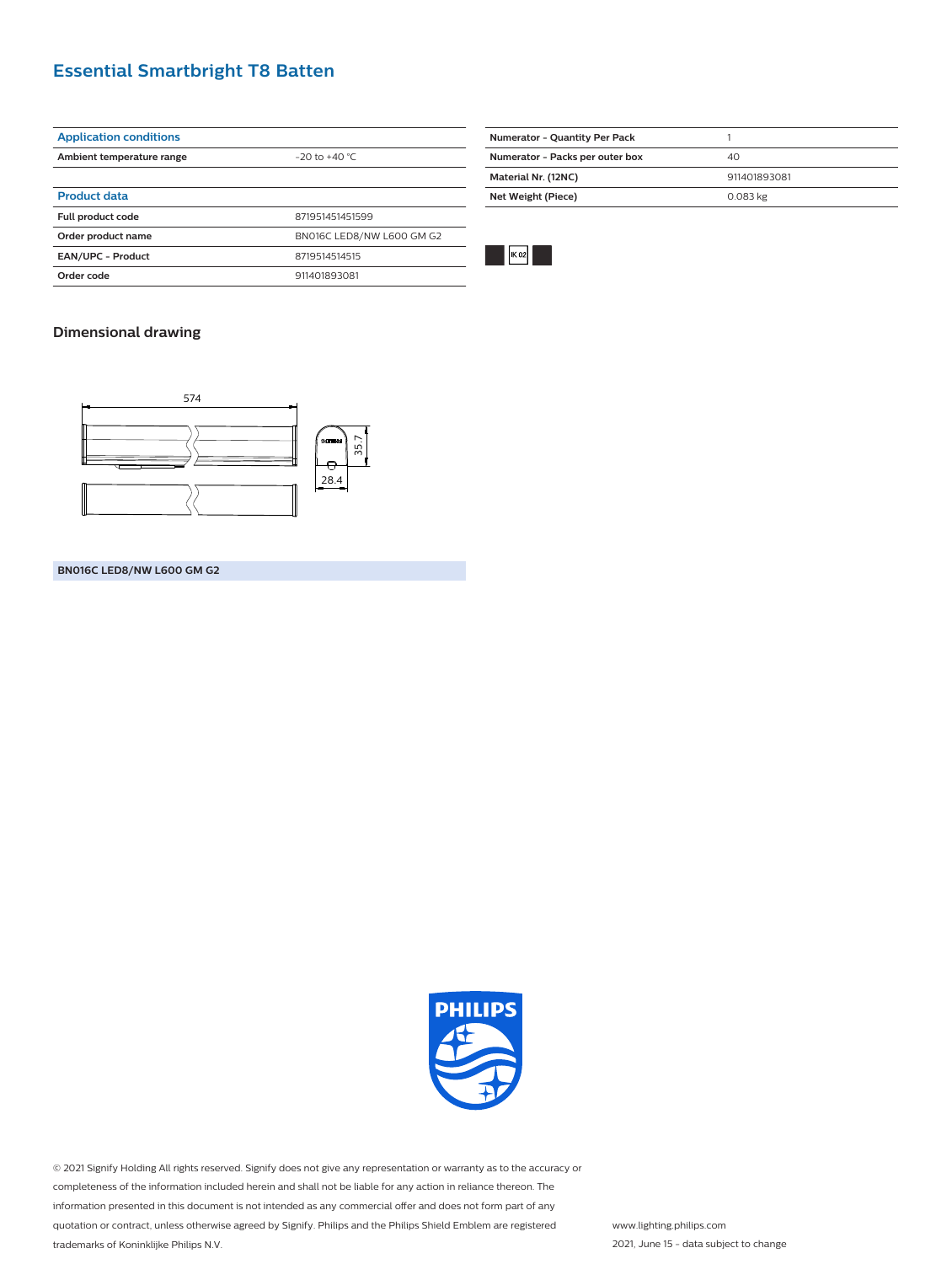# Essential Smartbright T8 Batten

| Application conditions | |
|---|---|
| Ambient temperature range | -20 to +40 °C |

| Product data | |
|---|---|
| Full product code | 871951451451599 |
| Order product name | BN016C LED8/NW L600 GM G2 |
| EAN/UPC - Product | 8719514514515 |
| Order code | 911401893081 |

| | |
|---|---|
| Numerator - Quantity Per Pack | 1 |
| Numerator - Packs per outer box | 40 |
| Material Nr. (12NC) | 911401893081 |
| Net Weight (Piece) | 0.083 kg |

IK 02

## Dimensional drawing

574

35.7

28.4

**BN016C LED8/NW L600 GM G2**

© 2021 Signify Holding All rights reserved. Signify does not give any representation or warranty as to the accuracy or completeness of the information included herein and shall not be liable for any action in reliance thereon. The information presented in this document is not intended as any commercial offer and does not form part of any quotation or contract, unless otherwise agreed by Signify. Philips and the Philips Shield Emblem are registered trademarks of Koninklijke Philips N.V.

www.lighting.philips.com

2021, June 15 - data subject to change